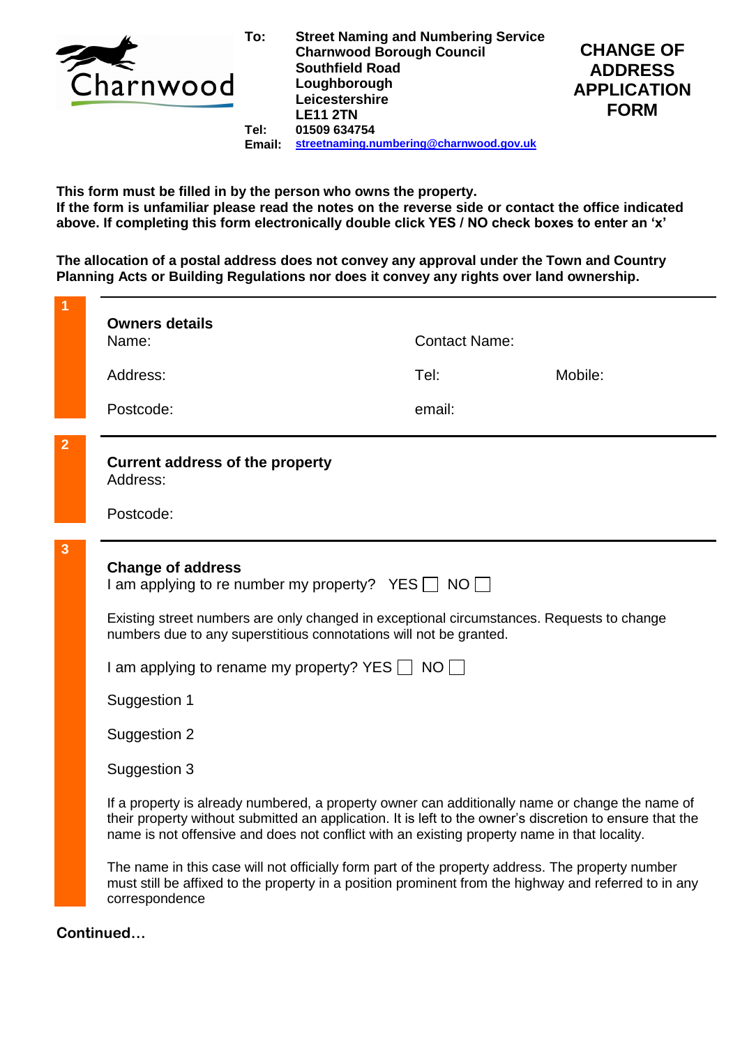Charnwood

**To:** **Street Naming and Numbering Service**
**Charnwood Borough Council**
**Southfield Road**
**Loughborough**
**Leicestershire**
**LE11 2TN**
**Tel:** **01509 634754**
**Email:** **streetnaming.numbering@charnwood.gov.uk**

# CHANGE OF ADDRESS APPLICATION FORM

**This form must be filled in by the person who owns the property.**
**If the form is unfamiliar please read the notes on the reverse side or contact the office indicated above. If completing this form electronically double click YES / NO check boxes to enter an 'x'**

**The allocation of a postal address does not convey any approval under the Town and Country Planning Acts or Building Regulations nor does it convey any rights over land ownership.**

## 1 Owners details

Name: Contact Name:

Address: Tel: Mobile:

Postcode: email:

## 2 Current address of the property

Address:

Postcode:

## 3 Change of address

I am applying to re number my property? YES ☐ NO ☐

Existing street numbers are only changed in exceptional circumstances. Requests to change numbers due to any superstitious connotations will not be granted.

I am applying to rename my property? YES ☐ NO ☐

Suggestion 1

Suggestion 2

Suggestion 3

If a property is already numbered, a property owner can additionally name or change the name of their property without submitted an application. It is left to the owner's discretion to ensure that the name is not offensive and does not conflict with an existing property name in that locality.

The name in this case will not officially form part of the property address. The property number must still be affixed to the property in a position prominent from the highway and referred to in any correspondence

**Continued…**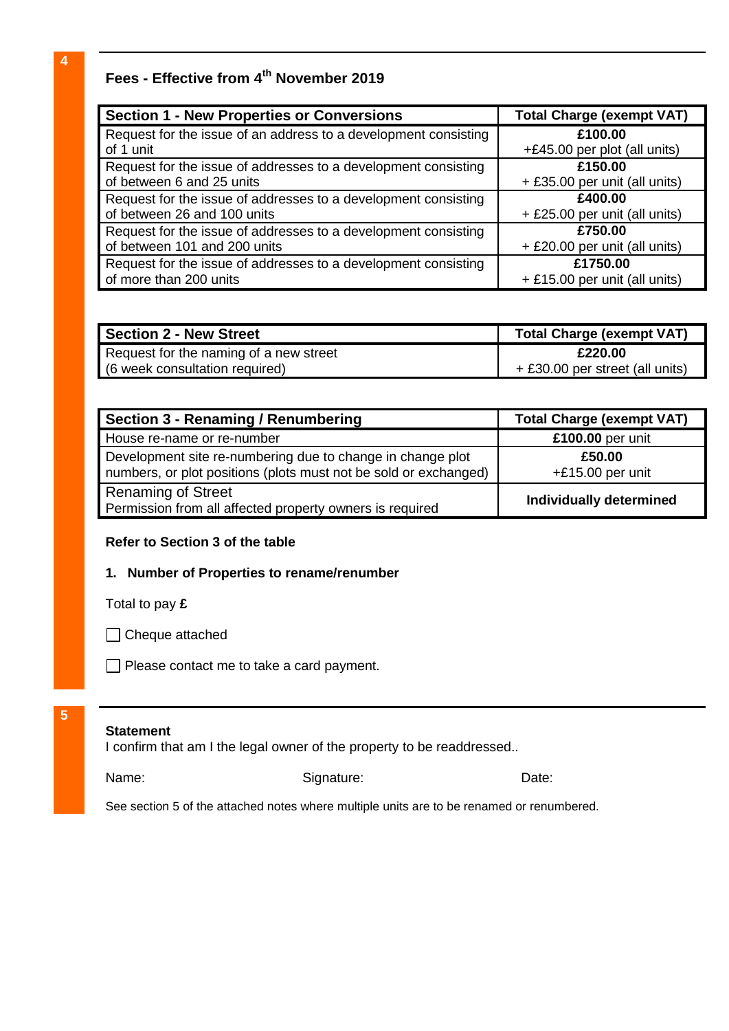## 4

### Fees - Effective from 4th November 2019

| Section 1 - New Properties or Conversions | Total Charge (exempt VAT) |
| --- | --- |
| Request for the issue of an address to a development consisting of 1 unit | **£100.00** +£45.00 per plot (all units) |
| Request for the issue of addresses to a development consisting of between 6 and 25 units | **£150.00** + £35.00 per unit (all units) |
| Request for the issue of addresses to a development consisting of between 26 and 100 units | **£400.00** + £25.00 per unit (all units) |
| Request for the issue of addresses to a development consisting of between 101 and 200 units | **£750.00** + £20.00 per unit (all units) |
| Request for the issue of addresses to a development consisting of more than 200 units | **£1750.00** + £15.00 per unit (all units) |

| Section 2 - New Street | Total Charge (exempt VAT) |
| --- | --- |
| Request for the naming of a new street (6 week consultation required) | **£220.00** + £30.00 per street (all units) |

| Section 3 - Renaming / Renumbering | Total Charge (exempt VAT) |
| --- | --- |
| House re-name or re-number | **£100.00** per unit |
| Development site re-numbering due to change in change plot numbers, or plot positions (plots must not be sold or exchanged) | **£50.00** +£15.00 per unit |
| Renaming of Street Permission from all affected property owners is required | **Individually determined** |

**Refer to Section 3 of the table**

1. **Number of Properties to rename/renumber**

Total to pay **£**

☐ Cheque attached

☐ Please contact me to take a card payment.

## 5

**Statement**
I confirm that am I the legal owner of the property to be readdressed..

Name: Signature: Date:

See section 5 of the attached notes where multiple units are to be renamed or renumbered.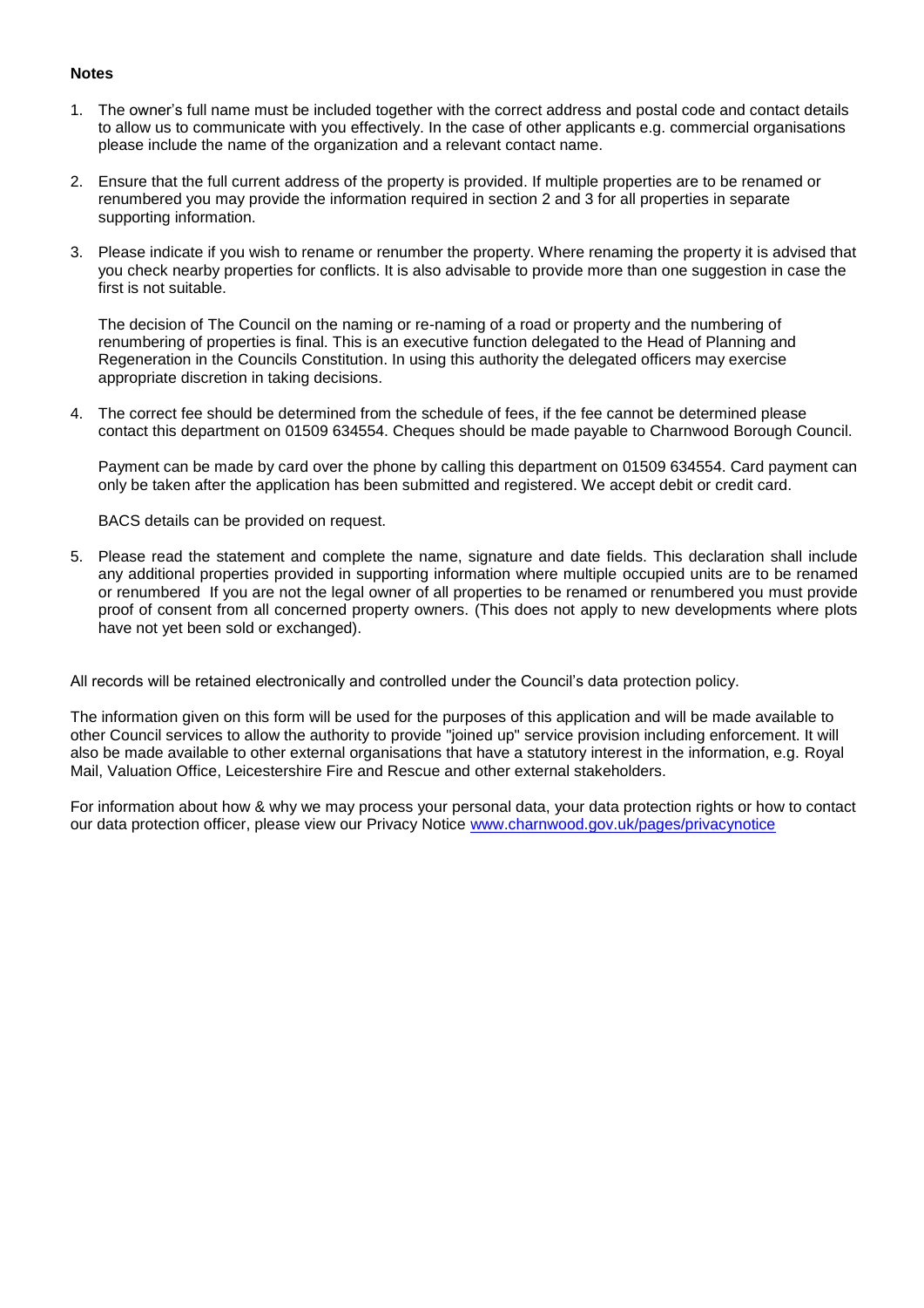**Notes**

1. The owner's full name must be included together with the correct address and postal code and contact details to allow us to communicate with you effectively. In the case of other applicants e.g. commercial organisations please include the name of the organization and a relevant contact name.

2. Ensure that the full current address of the property is provided. If multiple properties are to be renamed or renumbered you may provide the information required in section 2 and 3 for all properties in separate supporting information.

3. Please indicate if you wish to rename or renumber the property. Where renaming the property it is advised that you check nearby properties for conflicts. It is also advisable to provide more than one suggestion in case the first is not suitable.

   The decision of The Council on the naming or re-naming of a road or property and the numbering of renumbering of properties is final. This is an executive function delegated to the Head of Planning and Regeneration in the Councils Constitution. In using this authority the delegated officers may exercise appropriate discretion in taking decisions.

4. The correct fee should be determined from the schedule of fees, if the fee cannot be determined please contact this department on 01509 634554. Cheques should be made payable to Charnwood Borough Council.

   Payment can be made by card over the phone by calling this department on 01509 634554. Card payment can only be taken after the application has been submitted and registered. We accept debit or credit card.

   BACS details can be provided on request.

5. Please read the statement and complete the name, signature and date fields. This declaration shall include any additional properties provided in supporting information where multiple occupied units are to be renamed or renumbered If you are not the legal owner of all properties to be renamed or renumbered you must provide proof of consent from all concerned property owners. (This does not apply to new developments where plots have not yet been sold or exchanged).

All records will be retained electronically and controlled under the Council's data protection policy.

The information given on this form will be used for the purposes of this application and will be made available to other Council services to allow the authority to provide "joined up" service provision including enforcement. It will also be made available to other external organisations that have a statutory interest in the information, e.g. Royal Mail, Valuation Office, Leicestershire Fire and Rescue and other external stakeholders.

For information about how & why we may process your personal data, your data protection rights or how to contact our data protection officer, please view our Privacy Notice [www.charnwood.gov.uk/pages/privacynotice](http://www.charnwood.gov.uk/pages/privacynotice)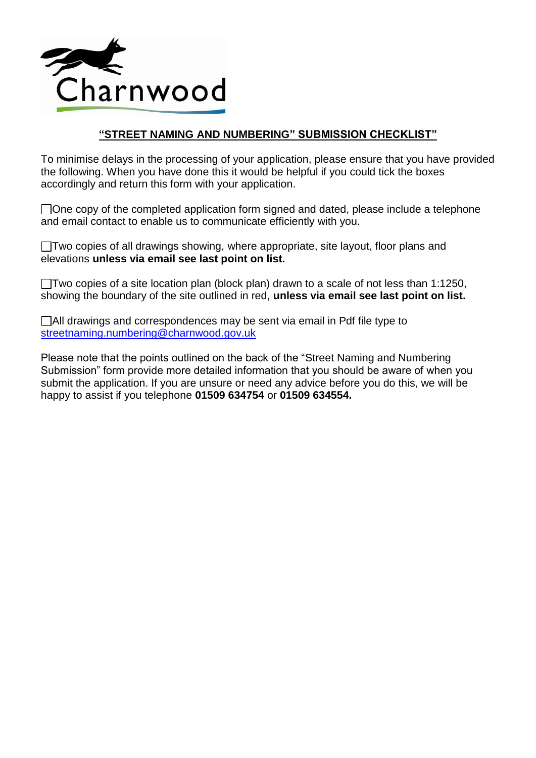Charnwood

## **<u>"STREET NAMING AND NUMBERING" SUBMISSION CHECKLIST"</u>**

To minimise delays in the processing of your application, please ensure that you have provided the following. When you have done this it would be helpful if you could tick the boxes accordingly and return this form with your application.

☐One copy of the completed application form signed and dated, please include a telephone and email contact to enable us to communicate efficiently with you.

☐Two copies of all drawings showing, where appropriate, site layout, floor plans and elevations **unless via email see last point on list.**

☐Two copies of a site location plan (block plan) drawn to a scale of not less than 1:1250, showing the boundary of the site outlined in red, **unless via email see last point on list.**

☐All drawings and correspondences may be sent via email in Pdf file type to streetnaming.numbering@charnwood.gov.uk

Please note that the points outlined on the back of the "Street Naming and Numbering Submission" form provide more detailed information that you should be aware of when you submit the application. If you are unsure or need any advice before you do this, we will be happy to assist if you telephone **01509 634754** or **01509 634554.**